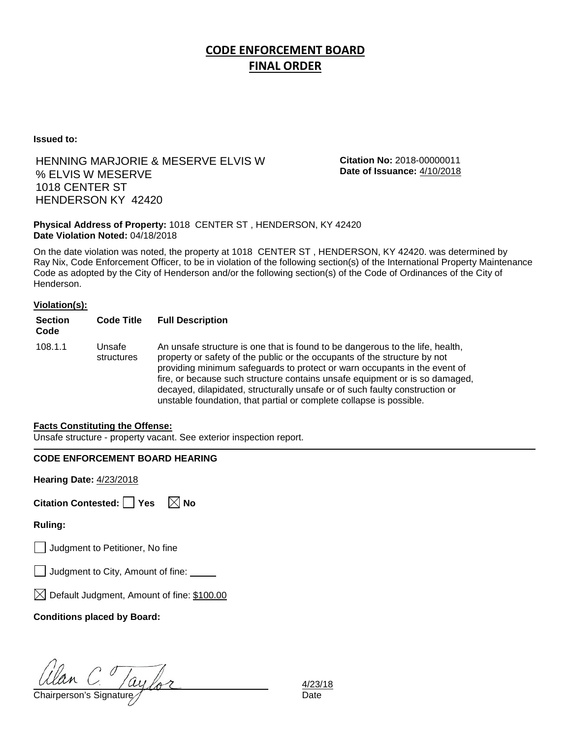# CODE ENFORCEMENT BOARD
# FINAL ORDER

**Issued to:**

HENNING MARJORIE & MESERVE ELVIS W
% ELVIS W MESERVE
1018 CENTER ST
HENDERSON KY 42420

**Citation No:** 2018-00000011
**Date of Issuance:** 4/10/2018

**Physical Address of Property:** 1018 CENTER ST , HENDERSON, KY 42420
**Date Violation Noted:** 04/18/2018

On the date violation was noted, the property at 1018 CENTER ST , HENDERSON, KY 42420. was determined by Ray Nix, Code Enforcement Officer, to be in violation of the following section(s) of the International Property Maintenance Code as adopted by the City of Henderson and/or the following section(s) of the Code of Ordinances of the City of Henderson.

**Violation(s):**

| Section Code | Code Title | Full Description |
|---|---|---|
| 108.1.1 | Unsafe structures | An unsafe structure is one that is found to be dangerous to the life, health, property or safety of the public or the occupants of the structure by not providing minimum safeguards to protect or warn occupants in the event of fire, or because such structure contains unsafe equipment or is so damaged, decayed, dilapidated, structurally unsafe or of such faulty construction or unstable foundation, that partial or complete collapse is possible. |

**Facts Constituting the Offense:**
Unsafe structure - property vacant. See exterior inspection report.

**CODE ENFORCEMENT BOARD HEARING**

**Hearing Date:** 4/23/2018

**Citation Contested:** ☐ Yes ☒ No

**Ruling:**

☐ Judgment to Petitioner, No fine

☐ Judgment to City, Amount of fine: _____

☒ Default Judgment, Amount of fine: $100.00

**Conditions placed by Board:**

Alan C. Taylor
Chairperson's Signature

4/23/18
Date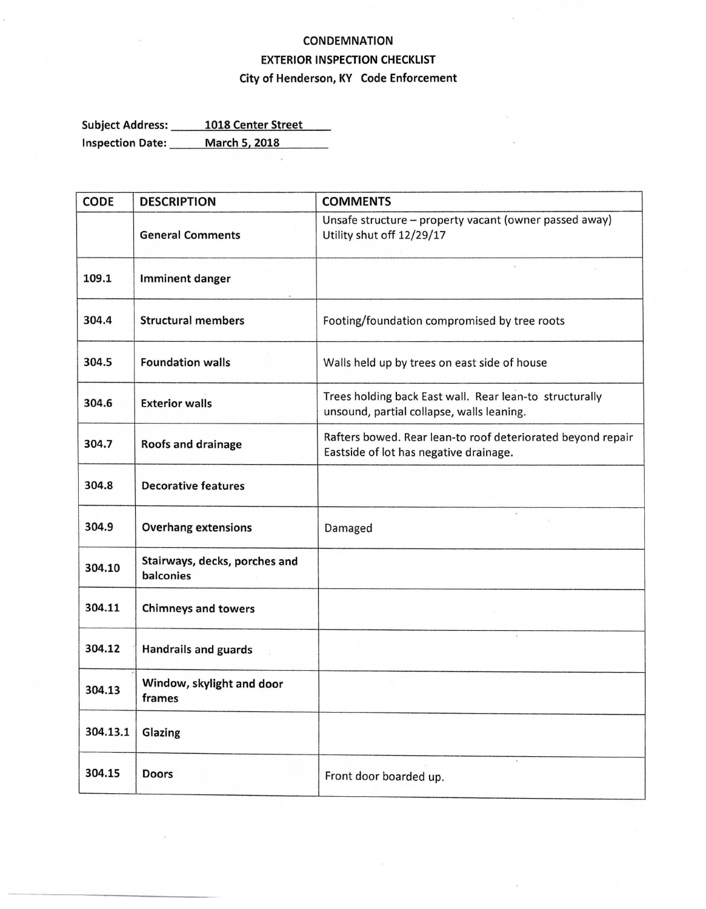**CONDEMNATION**

**EXTERIOR INSPECTION CHECKLIST**

**City of Henderson, KY Code Enforcement**

**Subject Address:** 1018 Center Street

**Inspection Date:** March 5, 2018

| CODE | DESCRIPTION | COMMENTS |
|---|---|---|
| | **General Comments** | Unsafe structure – property vacant (owner passed away) Utility shut off 12/29/17 |
| 109.1 | **Imminent danger** | |
| 304.4 | **Structural members** | Footing/foundation compromised by tree roots |
| 304.5 | **Foundation walls** | Walls held up by trees on east side of house |
| 304.6 | **Exterior walls** | Trees holding back East wall. Rear lean-to structurally unsound, partial collapse, walls leaning. |
| 304.7 | **Roofs and drainage** | Rafters bowed. Rear lean-to roof deteriorated beyond repair Eastside of lot has negative drainage. |
| 304.8 | **Decorative features** | |
| 304.9 | **Overhang extensions** | Damaged |
| 304.10 | **Stairways, decks, porches and balconies** | |
| 304.11 | **Chimneys and towers** | |
| 304.12 | **Handrails and guards** | |
| 304.13 | **Window, skylight and door frames** | |
| 304.13.1 | **Glazing** | |
| 304.15 | **Doors** | Front door boarded up. |